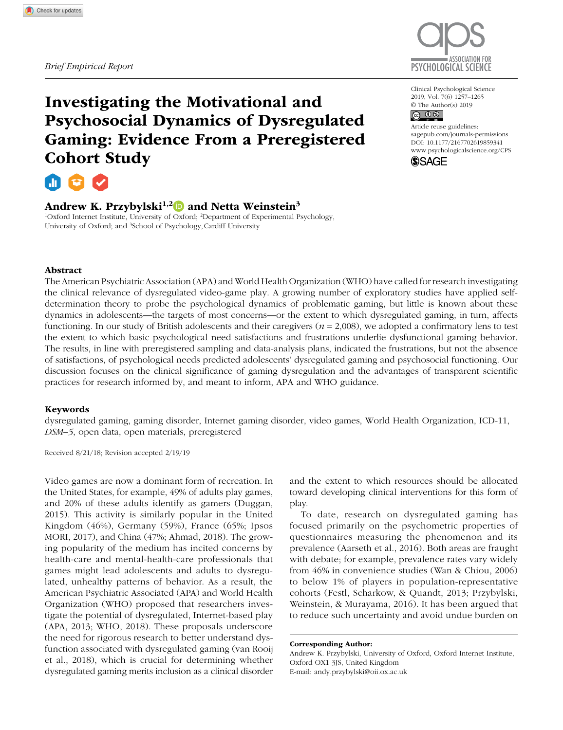Brief Empirical Report

# Investigating the Motivational and Psychosocial Dynamics of Dysregulated Gaming: Evidence From a Preregistered Cohort Study

Clinical Psychological Science
2019, Vol. 7(6) 1257–1265
© The Author(s) 2019
Article reuse guidelines:
sagepub.com/journals-permissions
DOI: 10.1177/2167702619859341
www.psychologicalscience.org/CPS

**Andrew K. Przybylski**[1,2] **and Netta Weinstein**[3]

[1]Oxford Internet Institute, University of Oxford; [2]Department of Experimental Psychology, University of Oxford; and [3]School of Psychology, Cardiff University

## Abstract

The American Psychiatric Association (APA) and World Health Organization (WHO) have called for research investigating the clinical relevance of dysregulated video-game play. A growing number of exploratory studies have applied self-determination theory to probe the psychological dynamics of problematic gaming, but little is known about these dynamics in adolescents—the targets of most concerns—or the extent to which dysregulated gaming, in turn, affects functioning. In our study of British adolescents and their caregivers ($n = 2{,}008$), we adopted a confirmatory lens to test the extent to which basic psychological need satisfactions and frustrations underlie dysfunctional gaming behavior. The results, in line with preregistered sampling and data-analysis plans, indicated the frustrations, but not the absence of satisfactions, of psychological needs predicted adolescents' dysregulated gaming and psychosocial functioning. Our discussion focuses on the clinical significance of gaming dysregulation and the advantages of transparent scientific practices for research informed by, and meant to inform, APA and WHO guidance.

### Keywords

dysregulated gaming, gaming disorder, Internet gaming disorder, video games, World Health Organization, ICD-11, *DSM–5*, open data, open materials, preregistered

Received 8/21/18; Revision accepted 2/19/19

Video games are now a dominant form of recreation. In the United States, for example, 49% of adults play games, and 20% of these adults identify as gamers (Duggan, 2015). This activity is similarly popular in the United Kingdom (46%), Germany (59%), France (65%; Ipsos MORI, 2017), and China (47%; Ahmad, 2018). The growing popularity of the medium has incited concerns by health-care and mental-health-care professionals that games might lead adolescents and adults to dysregulated, unhealthy patterns of behavior. As a result, the American Psychiatric Associated (APA) and World Health Organization (WHO) proposed that researchers investigate the potential of dysregulated, Internet-based play (APA, 2013; WHO, 2018). These proposals underscore the need for rigorous research to better understand dysfunction associated with dysregulated gaming (van Rooij et al., 2018), which is crucial for determining whether dysregulated gaming merits inclusion as a clinical disorder and the extent to which resources should be allocated toward developing clinical interventions for this form of play.

To date, research on dysregulated gaming has focused primarily on the psychometric properties of questionnaires measuring the phenomenon and its prevalence (Aarseth et al., 2016). Both areas are fraught with debate; for example, prevalence rates vary widely from 46% in convenience studies (Wan & Chiou, 2006) to below 1% of players in population-representative cohorts (Festl, Scharkow, & Quandt, 2013; Przybylski, Weinstein, & Murayama, 2016). It has been argued that to reduce such uncertainty and avoid undue burden on

**Corresponding Author:**
Andrew K. Przybylski, University of Oxford, Oxford Internet Institute, Oxford OX1 3JS, United Kingdom
E-mail: andy.przybylski@oii.ox.ac.uk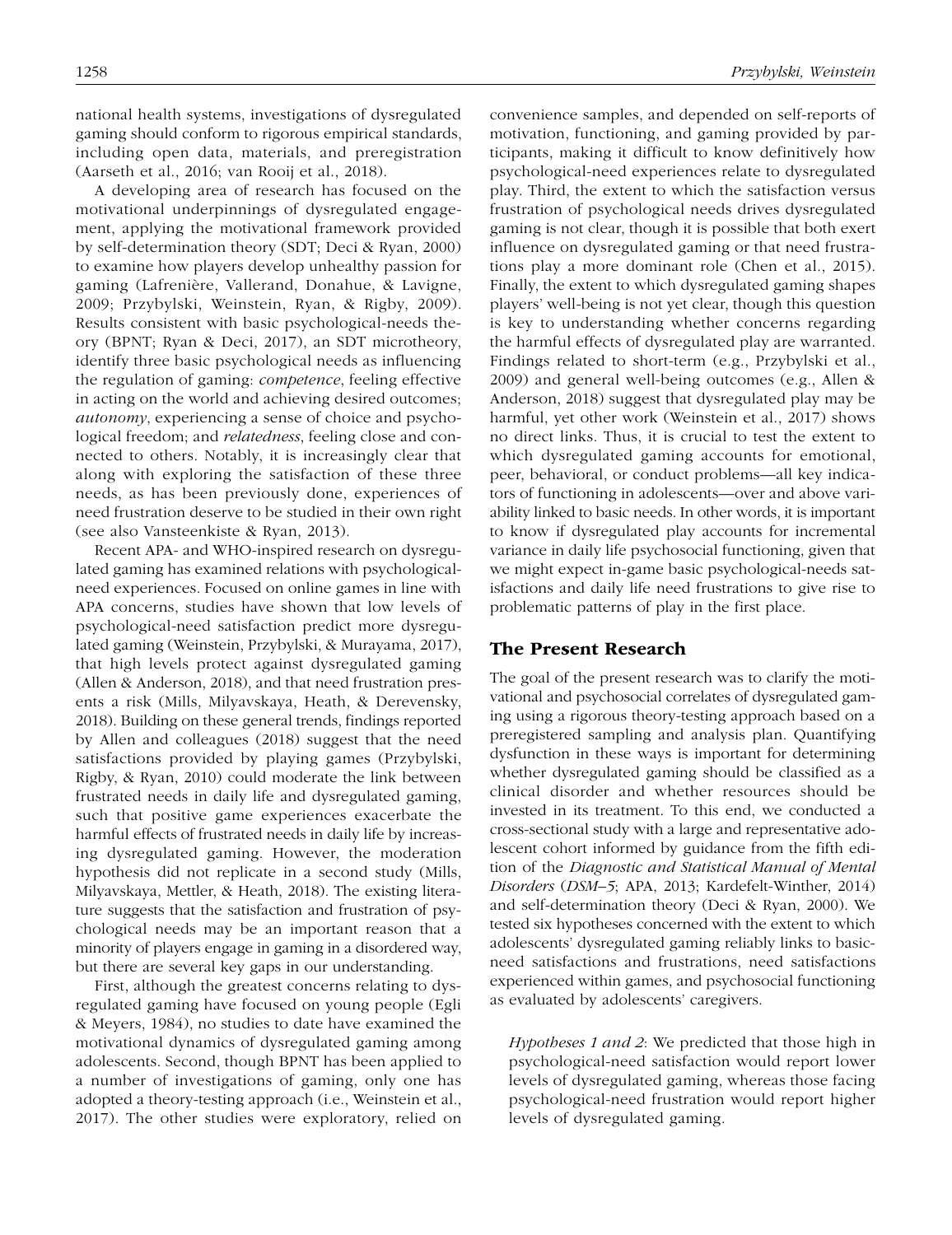national health systems, investigations of dysregulated gaming should conform to rigorous empirical standards, including open data, materials, and preregistration (Aarseth et al., 2016; van Rooij et al., 2018).

A developing area of research has focused on the motivational underpinnings of dysregulated engagement, applying the motivational framework provided by self-determination theory (SDT; Deci & Ryan, 2000) to examine how players develop unhealthy passion for gaming (Lafrenière, Vallerand, Donahue, & Lavigne, 2009; Przybylski, Weinstein, Ryan, & Rigby, 2009). Results consistent with basic psychological-needs theory (BPNT; Ryan & Deci, 2017), an SDT microtheory, identify three basic psychological needs as influencing the regulation of gaming: *competence*, feeling effective in acting on the world and achieving desired outcomes; *autonomy*, experiencing a sense of choice and psychological freedom; and *relatedness*, feeling close and connected to others. Notably, it is increasingly clear that along with exploring the satisfaction of these three needs, as has been previously done, experiences of need frustration deserve to be studied in their own right (see also Vansteenkiste & Ryan, 2013).

Recent APA- and WHO-inspired research on dysregulated gaming has examined relations with psychological-need experiences. Focused on online games in line with APA concerns, studies have shown that low levels of psychological-need satisfaction predict more dysregulated gaming (Weinstein, Przybylski, & Murayama, 2017), that high levels protect against dysregulated gaming (Allen & Anderson, 2018), and that need frustration presents a risk (Mills, Milyavskaya, Heath, & Derevensky, 2018). Building on these general trends, findings reported by Allen and colleagues (2018) suggest that the need satisfactions provided by playing games (Przybylski, Rigby, & Ryan, 2010) could moderate the link between frustrated needs in daily life and dysregulated gaming, such that positive game experiences exacerbate the harmful effects of frustrated needs in daily life by increasing dysregulated gaming. However, the moderation hypothesis did not replicate in a second study (Mills, Milyavskaya, Mettler, & Heath, 2018). The existing literature suggests that the satisfaction and frustration of psychological needs may be an important reason that a minority of players engage in gaming in a disordered way, but there are several key gaps in our understanding.

First, although the greatest concerns relating to dysregulated gaming have focused on young people (Egli & Meyers, 1984), no studies to date have examined the motivational dynamics of dysregulated gaming among adolescents. Second, though BPNT has been applied to a number of investigations of gaming, only one has adopted a theory-testing approach (i.e., Weinstein et al., 2017). The other studies were exploratory, relied on convenience samples, and depended on self-reports of motivation, functioning, and gaming provided by participants, making it difficult to know definitively how psychological-need experiences relate to dysregulated play. Third, the extent to which the satisfaction versus frustration of psychological needs drives dysregulated gaming is not clear, though it is possible that both exert influence on dysregulated gaming or that need frustrations play a more dominant role (Chen et al., 2015). Finally, the extent to which dysregulated gaming shapes players' well-being is not yet clear, though this question is key to understanding whether concerns regarding the harmful effects of dysregulated play are warranted. Findings related to short-term (e.g., Przybylski et al., 2009) and general well-being outcomes (e.g., Allen & Anderson, 2018) suggest that dysregulated play may be harmful, yet other work (Weinstein et al., 2017) shows no direct links. Thus, it is crucial to test the extent to which dysregulated gaming accounts for emotional, peer, behavioral, or conduct problems—all key indicators of functioning in adolescents—over and above variability linked to basic needs. In other words, it is important to know if dysregulated play accounts for incremental variance in daily life psychosocial functioning, given that we might expect in-game basic psychological-needs satisfactions and daily life need frustrations to give rise to problematic patterns of play in the first place.

## The Present Research

The goal of the present research was to clarify the motivational and psychosocial correlates of dysregulated gaming using a rigorous theory-testing approach based on a preregistered sampling and analysis plan. Quantifying dysfunction in these ways is important for determining whether dysregulated gaming should be classified as a clinical disorder and whether resources should be invested in its treatment. To this end, we conducted a cross-sectional study with a large and representative adolescent cohort informed by guidance from the fifth edition of the *Diagnostic and Statistical Manual of Mental Disorders* (*DSM–5*; APA, 2013; Kardefelt-Winther, 2014) and self-determination theory (Deci & Ryan, 2000). We tested six hypotheses concerned with the extent to which adolescents' dysregulated gaming reliably links to basic-need satisfactions and frustrations, need satisfactions experienced within games, and psychosocial functioning as evaluated by adolescents' caregivers.

*Hypotheses 1 and 2*: We predicted that those high in psychological-need satisfaction would report lower levels of dysregulated gaming, whereas those facing psychological-need frustration would report higher levels of dysregulated gaming.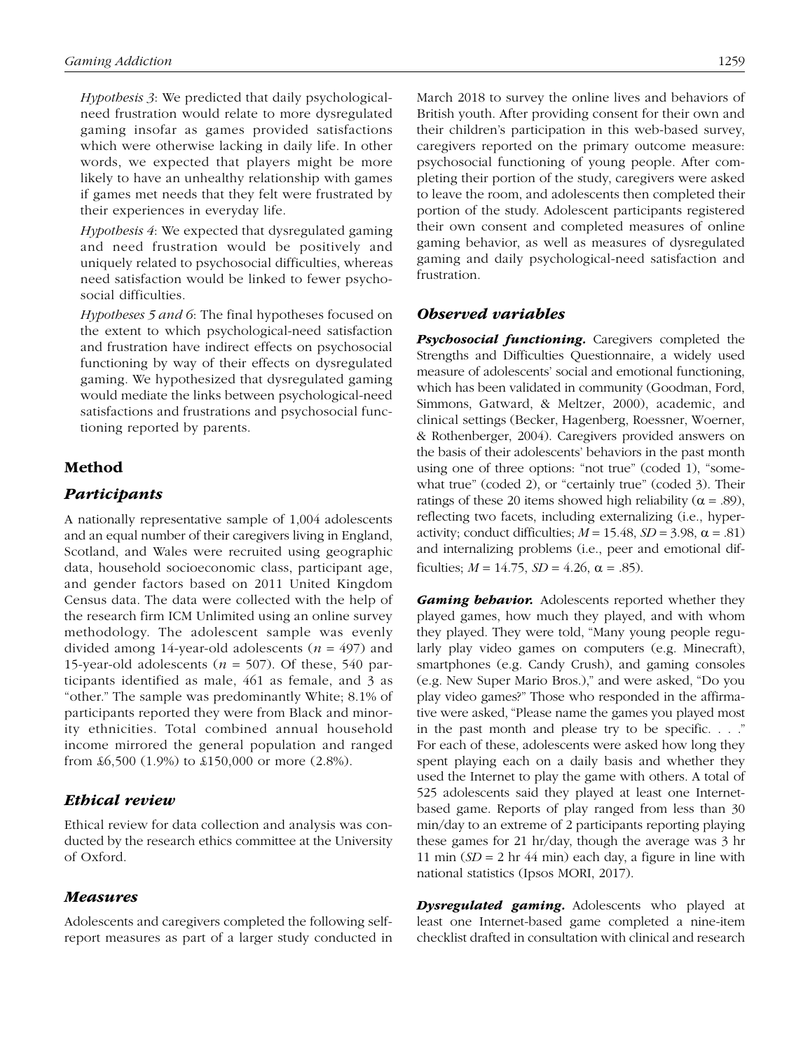*Hypothesis 3*: We predicted that daily psychological-need frustration would relate to more dysregulated gaming insofar as games provided satisfactions which were otherwise lacking in daily life. In other words, we expected that players might be more likely to have an unhealthy relationship with games if games met needs that they felt were frustrated by their experiences in everyday life.

*Hypothesis 4*: We expected that dysregulated gaming and need frustration would be positively and uniquely related to psychosocial difficulties, whereas need satisfaction would be linked to fewer psychosocial difficulties.

*Hypotheses 5 and 6*: The final hypotheses focused on the extent to which psychological-need satisfaction and frustration have indirect effects on psychosocial functioning by way of their effects on dysregulated gaming. We hypothesized that dysregulated gaming would mediate the links between psychological-need satisfactions and frustrations and psychosocial functioning reported by parents.

## Method

### Participants

A nationally representative sample of 1,004 adolescents and an equal number of their caregivers living in England, Scotland, and Wales were recruited using geographic data, household socioeconomic class, participant age, and gender factors based on 2011 United Kingdom Census data. The data were collected with the help of the research firm ICM Unlimited using an online survey methodology. The adolescent sample was evenly divided among 14-year-old adolescents ($n$ = 497) and 15-year-old adolescents ($n$ = 507). Of these, 540 participants identified as male, 461 as female, and 3 as "other." The sample was predominantly White; 8.1% of participants reported they were from Black and minority ethnicities. Total combined annual household income mirrored the general population and ranged from £6,500 (1.9%) to £150,000 or more (2.8%).

### Ethical review

Ethical review for data collection and analysis was conducted by the research ethics committee at the University of Oxford.

### Measures

Adolescents and caregivers completed the following self-report measures as part of a larger study conducted in March 2018 to survey the online lives and behaviors of British youth. After providing consent for their own and their children's participation in this web-based survey, caregivers reported on the primary outcome measure: psychosocial functioning of young people. After completing their portion of the study, caregivers were asked to leave the room, and adolescents then completed their portion of the study. Adolescent participants registered their own consent and completed measures of online gaming behavior, as well as measures of dysregulated gaming and daily psychological-need satisfaction and frustration.

### Observed variables

***Psychosocial functioning.*** Caregivers completed the Strengths and Difficulties Questionnaire, a widely used measure of adolescents' social and emotional functioning, which has been validated in community (Goodman, Ford, Simmons, Gatward, & Meltzer, 2000), academic, and clinical settings (Becker, Hagenberg, Roessner, Woerner, & Rothenberger, 2004). Caregivers provided answers on the basis of their adolescents' behaviors in the past month using one of three options: "not true" (coded 1), "somewhat true" (coded 2), or "certainly true" (coded 3). Their ratings of these 20 items showed high reliability ($\alpha$ = .89), reflecting two facets, including externalizing (i.e., hyperactivity; conduct difficulties; $M$ = 15.48, $SD$ = 3.98, $\alpha$ = .81) and internalizing problems (i.e., peer and emotional difficulties; $M$ = 14.75, $SD$ = 4.26, $\alpha$ = .85).

***Gaming behavior.*** Adolescents reported whether they played games, how much they played, and with whom they played. They were told, "Many young people regularly play video games on computers (e.g. Minecraft), smartphones (e.g. Candy Crush), and gaming consoles (e.g. New Super Mario Bros.)," and were asked, "Do you play video games?" Those who responded in the affirmative were asked, "Please name the games you played most in the past month and please try to be specific. . . ." For each of these, adolescents were asked how long they spent playing each on a daily basis and whether they used the Internet to play the game with others. A total of 525 adolescents said they played at least one Internet-based game. Reports of play ranged from less than 30 min/day to an extreme of 2 participants reporting playing these games for 21 hr/day, though the average was 3 hr 11 min ($SD$ = 2 hr 44 min) each day, a figure in line with national statistics (Ipsos MORI, 2017).

***Dysregulated gaming.*** Adolescents who played at least one Internet-based game completed a nine-item checklist drafted in consultation with clinical and research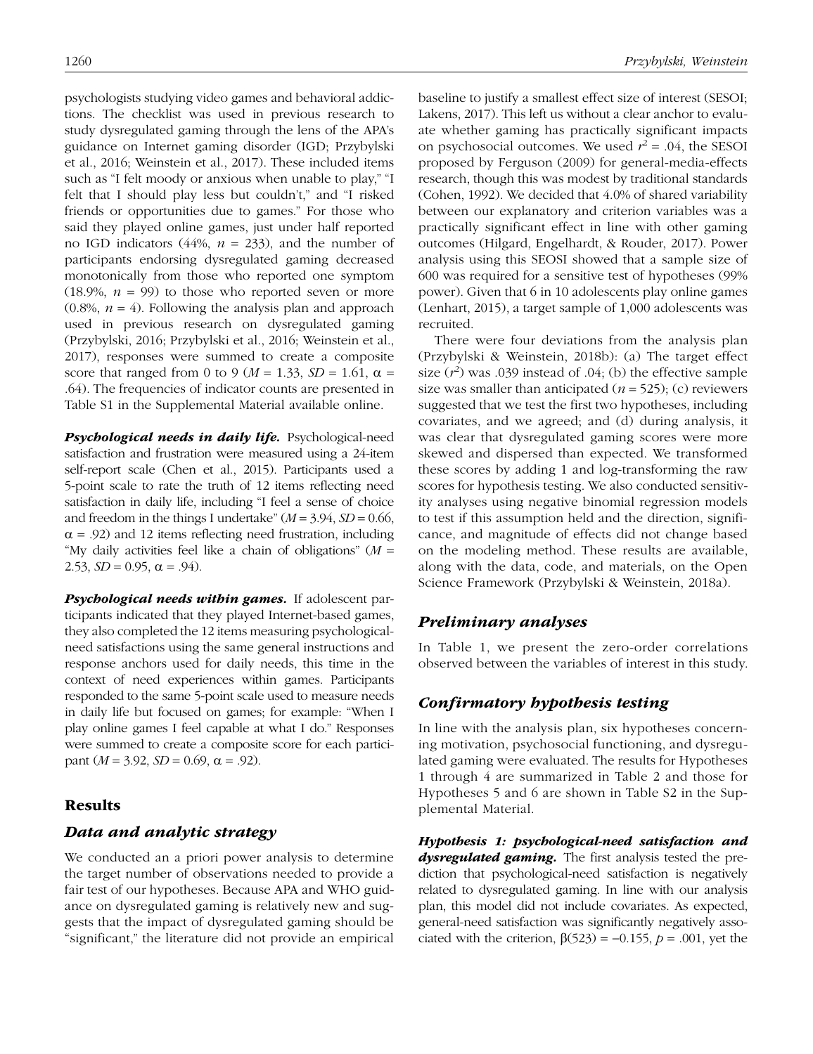psychologists studying video games and behavioral addictions. The checklist was used in previous research to study dysregulated gaming through the lens of the APA's guidance on Internet gaming disorder (IGD; Przybylski et al., 2016; Weinstein et al., 2017). These included items such as "I felt moody or anxious when unable to play," "I felt that I should play less but couldn't," and "I risked friends or opportunities due to games." For those who said they played online games, just under half reported no IGD indicators (44%, $n$ = 233), and the number of participants endorsing dysregulated gaming decreased monotonically from those who reported one symptom (18.9%, $n$ = 99) to those who reported seven or more (0.8%, $n$ = 4). Following the analysis plan and approach used in previous research on dysregulated gaming (Przybylski, 2016; Przybylski et al., 2016; Weinstein et al., 2017), responses were summed to create a composite score that ranged from 0 to 9 ($M$ = 1.33, $SD$ = 1.61, α = .64). The frequencies of indicator counts are presented in Table S1 in the Supplemental Material available online.

***Psychological needs in daily life.*** Psychological-need satisfaction and frustration were measured using a 24-item self-report scale (Chen et al., 2015). Participants used a 5-point scale to rate the truth of 12 items reflecting need satisfaction in daily life, including "I feel a sense of choice and freedom in the things I undertake" ($M$ = 3.94, $SD$ = 0.66, α = .92) and 12 items reflecting need frustration, including "My daily activities feel like a chain of obligations" ($M$ = 2.53, $SD$ = 0.95, α = .94).

***Psychological needs within games.*** If adolescent participants indicated that they played Internet-based games, they also completed the 12 items measuring psychological-need satisfactions using the same general instructions and response anchors used for daily needs, this time in the context of need experiences within games. Participants responded to the same 5-point scale used to measure needs in daily life but focused on games; for example: "When I play online games I feel capable at what I do." Responses were summed to create a composite score for each participant ($M$ = 3.92, $SD$ = 0.69, α = .92).

## Results

### Data and analytic strategy

We conducted an a priori power analysis to determine the target number of observations needed to provide a fair test of our hypotheses. Because APA and WHO guidance on dysregulated gaming is relatively new and suggests that the impact of dysregulated gaming should be "significant," the literature did not provide an empirical baseline to justify a smallest effect size of interest (SESOI; Lakens, 2017). This left us without a clear anchor to evaluate whether gaming has practically significant impacts on psychosocial outcomes. We used $r^2$ = .04, the SESOI proposed by Ferguson (2009) for general-media-effects research, though this was modest by traditional standards (Cohen, 1992). We decided that 4.0% of shared variability between our explanatory and criterion variables was a practically significant effect in line with other gaming outcomes (Hilgard, Engelhardt, & Rouder, 2017). Power analysis using this SEOSI showed that a sample size of 600 was required for a sensitive test of hypotheses (99% power). Given that 6 in 10 adolescents play online games (Lenhart, 2015), a target sample of 1,000 adolescents was recruited.

There were four deviations from the analysis plan (Przybylski & Weinstein, 2018b): (a) The target effect size ($r^2$) was .039 instead of .04; (b) the effective sample size was smaller than anticipated ($n$ = 525); (c) reviewers suggested that we test the first two hypotheses, including covariates, and we agreed; and (d) during analysis, it was clear that dysregulated gaming scores were more skewed and dispersed than expected. We transformed these scores by adding 1 and log-transforming the raw scores for hypothesis testing. We also conducted sensitivity analyses using negative binomial regression models to test if this assumption held and the direction, significance, and magnitude of effects did not change based on the modeling method. These results are available, along with the data, code, and materials, on the Open Science Framework (Przybylski & Weinstein, 2018a).

### Preliminary analyses

In Table 1, we present the zero-order correlations observed between the variables of interest in this study.

### Confirmatory hypothesis testing

In line with the analysis plan, six hypotheses concerning motivation, psychosocial functioning, and dysregulated gaming were evaluated. The results for Hypotheses 1 through 4 are summarized in Table 2 and those for Hypotheses 5 and 6 are shown in Table S2 in the Supplemental Material.

***Hypothesis 1: psychological-need satisfaction and dysregulated gaming.*** The first analysis tested the prediction that psychological-need satisfaction is negatively related to dysregulated gaming. In line with our analysis plan, this model did not include covariates. As expected, general-need satisfaction was significantly negatively associated with the criterion, $\beta(523) = -0.155$, $p$ = .001, yet the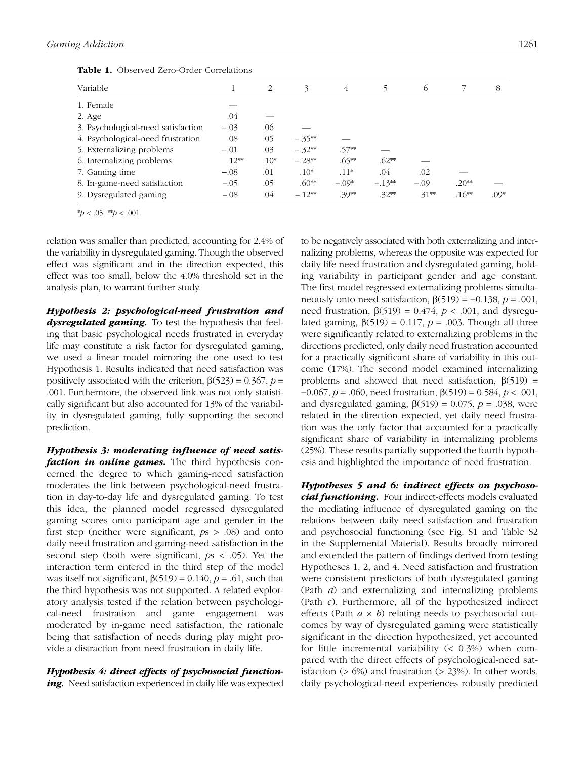**Table 1.** Observed Zero-Order Correlations

| Variable | 1 | 2 | 3 | 4 | 5 | 6 | 7 | 8 |
|---|---|---|---|---|---|---|---|---|
| 1. Female | — | | | | | | | |
| 2. Age | .04 | — | | | | | | |
| 3. Psychological-need satisfaction | −.03 | .06 | — | | | | | |
| 4. Psychological-need frustration | .08 | .05 | −.35** | — | | | | |
| 5. Externalizing problems | −.01 | .03 | −.32** | .57** | — | | | |
| 6. Internalizing problems | .12** | .10* | −.28** | .65** | .62** | — | | |
| 7. Gaming time | −.08 | .01 | .10* | .11* | .04 | .02 | — | |
| 8. In-game-need satisfaction | −.05 | .05 | .60** | −.09* | −.13** | −.09 | .20** | — |
| 9. Dysregulated gaming | −.08 | .04 | −.12** | .39** | .32** | .31** | .16** | .09* |

*$p < .05$. **$p < .001$.

relation was smaller than predicted, accounting for 2.4% of the variability in dysregulated gaming. Though the observed effect was significant and in the direction expected, this effect was too small, below the 4.0% threshold set in the analysis plan, to warrant further study.

***Hypothesis 2: psychological-need frustration and dysregulated gaming.*** To test the hypothesis that feeling that basic psychological needs frustrated in everyday life may constitute a risk factor for dysregulated gaming, we used a linear model mirroring the one used to test Hypothesis 1. Results indicated that need satisfaction was positively associated with the criterion, $\beta(523) = 0.367$, $p = .001$. Furthermore, the observed link was not only statistically significant but also accounted for 13% of the variability in dysregulated gaming, fully supporting the second prediction.

***Hypothesis 3: moderating influence of need satisfaction in online games.*** The third hypothesis concerned the degree to which gaming-need satisfaction moderates the link between psychological-need frustration in day-to-day life and dysregulated gaming. To test this idea, the planned model regressed dysregulated gaming scores onto participant age and gender in the first step (neither were significant, $p$s $> .08$) and onto daily need frustration and gaming-need satisfaction in the second step (both were significant, $p$s $< .05$). Yet the interaction term entered in the third step of the model was itself not significant, $\beta(519) = 0.140$, $p = .61$, such that the third hypothesis was not supported. A related exploratory analysis tested if the relation between psychological-need frustration and game engagement was moderated by in-game need satisfaction, the rationale being that satisfaction of needs during play might provide a distraction from need frustration in daily life.

***Hypothesis 4: direct effects of psychosocial functioning.*** Need satisfaction experienced in daily life was expected to be negatively associated with both externalizing and internalizing problems, whereas the opposite was expected for daily life need frustration and dysregulated gaming, holding variability in participant gender and age constant. The first model regressed externalizing problems simultaneously onto need satisfaction, $\beta(519) = -0.138$, $p = .001$, need frustration, $\beta(519) = 0.474$, $p < .001$, and dysregulated gaming, $\beta(519) = 0.117$, $p = .003$. Though all three were significantly related to externalizing problems in the directions predicted, only daily need frustration accounted for a practically significant share of variability in this outcome (17%). The second model examined internalizing problems and showed that need satisfaction, $\beta(519) = -0.067$, $p = .060$, need frustration, $\beta(519) = 0.584$, $p < .001$, and dysregulated gaming, $\beta(519) = 0.075$, $p = .038$, were related in the direction expected, yet daily need frustration was the only factor that accounted for a practically significant share of variability in internalizing problems (25%). These results partially supported the fourth hypothesis and highlighted the importance of need frustration.

***Hypotheses 5 and 6: indirect effects on psychosocial functioning.*** Four indirect-effects models evaluated the mediating influence of dysregulated gaming on the relations between daily need satisfaction and frustration and psychosocial functioning (see Fig. S1 and Table S2 in the Supplemental Material). Results broadly mirrored and extended the pattern of findings derived from testing Hypotheses 1, 2, and 4. Need satisfaction and frustration were consistent predictors of both dysregulated gaming (Path *a*) and externalizing and internalizing problems (Path *c*). Furthermore, all of the hypothesized indirect effects (Path $a \times b$) relating needs to psychosocial outcomes by way of dysregulated gaming were statistically significant in the direction hypothesized, yet accounted for little incremental variability (< 0.3%) when compared with the direct effects of psychological-need satisfaction (> 6%) and frustration (> 23%). In other words, daily psychological-need experiences robustly predicted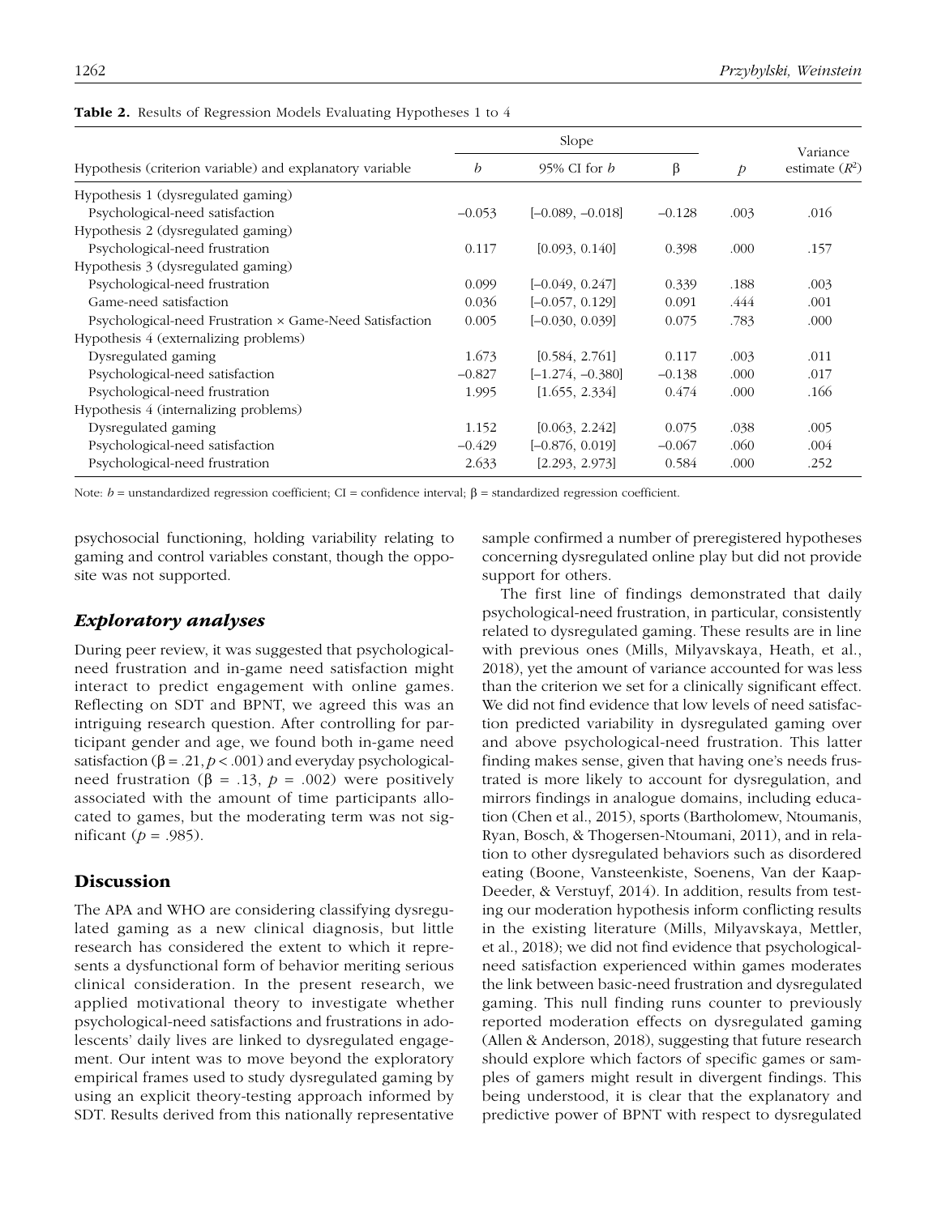**Table 2.** Results of Regression Models Evaluating Hypotheses 1 to 4

| Hypothesis (criterion variable) and explanatory variable | Slope | | | | Variance estimate ($R^2$) |
|---|---|---|---|---|---|
| | $b$ | 95% CI for $b$ | β | $p$ | |
| Hypothesis 1 (dysregulated gaming) | | | | | |
| Psychological-need satisfaction | −0.053 | [−0.089, −0.018] | −0.128 | .003 | .016 |
| Hypothesis 2 (dysregulated gaming) | | | | | |
| Psychological-need frustration | 0.117 | [0.093, 0.140] | 0.398 | .000 | .157 |
| Hypothesis 3 (dysregulated gaming) | | | | | |
| Psychological-need frustration | 0.099 | [−0.049, 0.247] | 0.339 | .188 | .003 |
| Game-need satisfaction | 0.036 | [−0.057, 0.129] | 0.091 | .444 | .001 |
| Psychological-need Frustration × Game-Need Satisfaction | 0.005 | [−0.030, 0.039] | 0.075 | .783 | .000 |
| Hypothesis 4 (externalizing problems) | | | | | |
| Dysregulated gaming | 1.673 | [0.584, 2.761] | 0.117 | .003 | .011 |
| Psychological-need satisfaction | −0.827 | [−1.274, −0.380] | −0.138 | .000 | .017 |
| Psychological-need frustration | 1.995 | [1.655, 2.334] | 0.474 | .000 | .166 |
| Hypothesis 4 (internalizing problems) | | | | | |
| Dysregulated gaming | 1.152 | [0.063, 2.242] | 0.075 | .038 | .005 |
| Psychological-need satisfaction | −0.429 | [−0.876, 0.019] | −0.067 | .060 | .004 |
| Psychological-need frustration | 2.633 | [2.293, 2.973] | 0.584 | .000 | .252 |

Note: $b$ = unstandardized regression coefficient; CI = confidence interval; β = standardized regression coefficient.

psychosocial functioning, holding variability relating to gaming and control variables constant, though the opposite was not supported.

### *Exploratory analyses*

During peer review, it was suggested that psychological-need frustration and in-game need satisfaction might interact to predict engagement with online games. Reflecting on SDT and BPNT, we agreed this was an intriguing research question. After controlling for participant gender and age, we found both in-game need satisfaction (β = .21, $p < .001$) and everyday psychological-need frustration (β = .13, $p = .002$) were positively associated with the amount of time participants allocated to games, but the moderating term was not significant ($p = .985$).

## Discussion

The APA and WHO are considering classifying dysregulated gaming as a new clinical diagnosis, but little research has considered the extent to which it represents a dysfunctional form of behavior meriting serious clinical consideration. In the present research, we applied motivational theory to investigate whether psychological-need satisfactions and frustrations in adolescents' daily lives are linked to dysregulated engagement. Our intent was to move beyond the exploratory empirical frames used to study dysregulated gaming by using an explicit theory-testing approach informed by SDT. Results derived from this nationally representative sample confirmed a number of preregistered hypotheses concerning dysregulated online play but did not provide support for others.

The first line of findings demonstrated that daily psychological-need frustration, in particular, consistently related to dysregulated gaming. These results are in line with previous ones (Mills, Milyavskaya, Heath, et al., 2018), yet the amount of variance accounted for was less than the criterion we set for a clinically significant effect. We did not find evidence that low levels of need satisfaction predicted variability in dysregulated gaming over and above psychological-need frustration. This latter finding makes sense, given that having one's needs frustrated is more likely to account for dysregulation, and mirrors findings in analogue domains, including education (Chen et al., 2015), sports (Bartholomew, Ntoumanis, Ryan, Bosch, & Thogersen-Ntoumani, 2011), and in relation to other dysregulated behaviors such as disordered eating (Boone, Vansteenkiste, Soenens, Van der Kaap-Deeder, & Verstuyf, 2014). In addition, results from testing our moderation hypothesis inform conflicting results in the existing literature (Mills, Milyavskaya, Mettler, et al., 2018); we did not find evidence that psychological-need satisfaction experienced within games moderates the link between basic-need frustration and dysregulated gaming. This null finding runs counter to previously reported moderation effects on dysregulated gaming (Allen & Anderson, 2018), suggesting that future research should explore which factors of specific games or samples of gamers might result in divergent findings. This being understood, it is clear that the explanatory and predictive power of BPNT with respect to dysregulated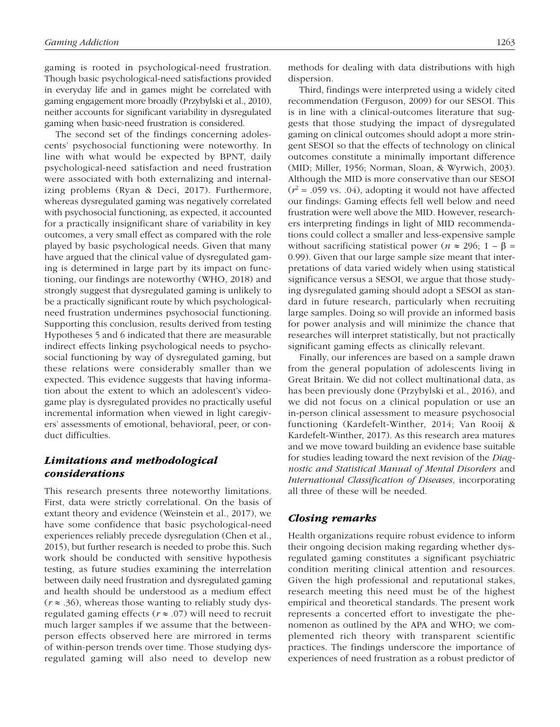gaming is rooted in psychological-need frustration. Though basic psychological-need satisfactions provided in everyday life and in games might be correlated with gaming engagement more broadly (Przybylski et al., 2010), neither accounts for significant variability in dysregulated gaming when basic-need frustration is considered.

The second set of the findings concerning adolescents' psychosocial functioning were noteworthy. In line with what would be expected by BPNT, daily psychological-need satisfaction and need frustration were associated with both externalizing and internalizing problems (Ryan & Deci, 2017). Furthermore, whereas dysregulated gaming was negatively correlated with psychosocial functioning, as expected, it accounted for a practically insignificant share of variability in key outcomes, a very small effect as compared with the role played by basic psychological needs. Given that many have argued that the clinical value of dysregulated gaming is determined in large part by its impact on functioning, our findings are noteworthy (WHO, 2018) and strongly suggest that dysregulated gaming is unlikely to be a practically significant route by which psychological-need frustration undermines psychosocial functioning. Supporting this conclusion, results derived from testing Hypotheses 5 and 6 indicated that there are measurable indirect effects linking psychological needs to psychosocial functioning by way of dysregulated gaming, but these relations were considerably smaller than we expected. This evidence suggests that having information about the extent to which an adolescent's video-game play is dysregulated provides no practically useful incremental information when viewed in light caregivers' assessments of emotional, behavioral, peer, or conduct difficulties.

## *Limitations and methodological considerations*

This research presents three noteworthy limitations. First, data were strictly correlational. On the basis of extant theory and evidence (Weinstein et al., 2017), we have some confidence that basic psychological-need experiences reliably precede dysregulation (Chen et al., 2015), but further research is needed to probe this. Such work should be conducted with sensitive hypothesis testing, as future studies examining the interrelation between daily need frustration and dysregulated gaming and health should be understood as a medium effect ($r \approx .36$), whereas those wanting to reliably study dysregulated gaming effects ($r \approx .07$) will need to recruit much larger samples if we assume that the between-person effects observed here are mirrored in terms of within-person trends over time. Those studying dysregulated gaming will also need to develop new methods for dealing with data distributions with high dispersion.

Third, findings were interpreted using a widely cited recommendation (Ferguson, 2009) for our SESOI. This is in line with a clinical-outcomes literature that suggests that those studying the impact of dysregulated gaming on clinical outcomes should adopt a more stringent SESOI so that the effects of technology on clinical outcomes constitute a minimally important difference (MID; Miller, 1956; Norman, Sloan, & Wyrwich, 2003). Although the MID is more conservative than our SESOI ($r^2$ = .059 vs. .04), adopting it would not have affected our findings: Gaming effects fell well below and need frustration were well above the MID. However, researchers interpreting findings in light of MID recommendations could collect a smaller and less-expensive sample without sacrificing statistical power ($n \approx 296$; $1 - \beta = 0.99$). Given that our large sample size meant that interpretations of data varied widely when using statistical significance versus a SESOI, we argue that those studying dysregulated gaming should adopt a SESOI as standard in future research, particularly when recruiting large samples. Doing so will provide an informed basis for power analysis and will minimize the chance that researches will interpret statistically, but not practically significant gaming effects as clinically relevant.

Finally, our inferences are based on a sample drawn from the general population of adolescents living in Great Britain. We did not collect multinational data, as has been previously done (Przybylski et al., 2016), and we did not focus on a clinical population or use an in-person clinical assessment to measure psychosocial functioning (Kardefelt-Winther, 2014; Van Rooij & Kardefelt-Winther, 2017). As this research area matures and we move toward building an evidence base suitable for studies leading toward the next revision of the *Diagnostic and Statistical Manual of Mental Disorders* and *International Classification of Diseases*, incorporating all three of these will be needed.

## *Closing remarks*

Health organizations require robust evidence to inform their ongoing decision making regarding whether dysregulated gaming constitutes a significant psychiatric condition meriting clinical attention and resources. Given the high professional and reputational stakes, research meeting this need must be of the highest empirical and theoretical standards. The present work represents a concerted effort to investigate the phenomenon as outlined by the APA and WHO; we complemented rich theory with transparent scientific practices. The findings underscore the importance of experiences of need frustration as a robust predictor of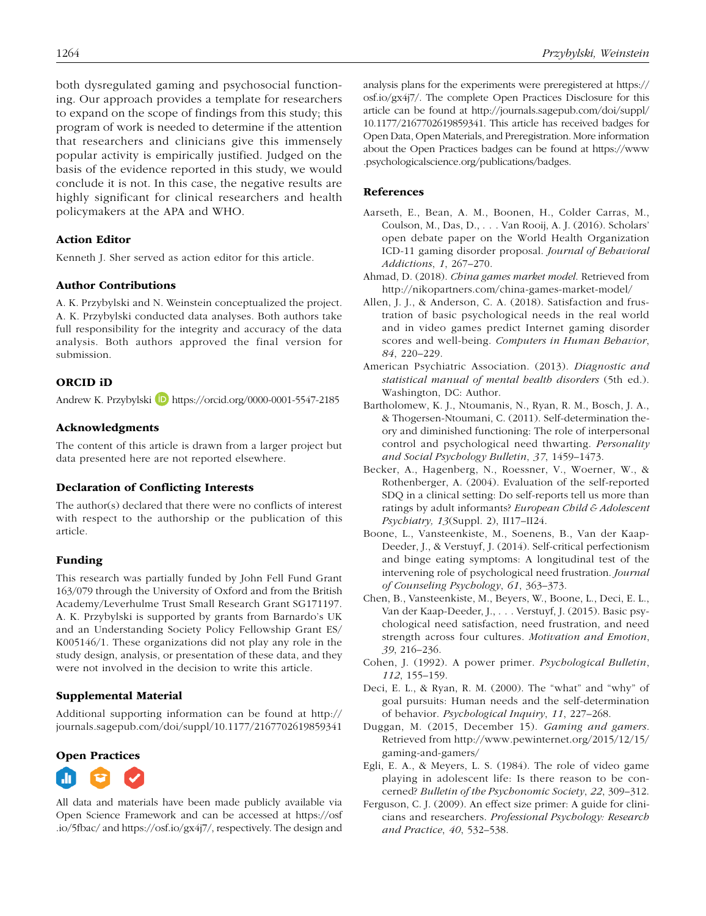both dysregulated gaming and psychosocial functioning. Our approach provides a template for researchers to expand on the scope of findings from this study; this program of work is needed to determine if the attention that researchers and clinicians give this immensely popular activity is empirically justified. Judged on the basis of the evidence reported in this study, we would conclude it is not. In this case, the negative results are highly significant for clinical researchers and health policymakers at the APA and WHO.

### Action Editor

Kenneth J. Sher served as action editor for this article.

### Author Contributions

A. K. Przybylski and N. Weinstein conceptualized the project. A. K. Przybylski conducted data analyses. Both authors take full responsibility for the integrity and accuracy of the data analysis. Both authors approved the final version for submission.

### ORCID iD

Andrew K. Przybylski https://orcid.org/0000-0001-5547-2185

### Acknowledgments

The content of this article is drawn from a larger project but data presented here are not reported elsewhere.

### Declaration of Conflicting Interests

The author(s) declared that there were no conflicts of interest with respect to the authorship or the publication of this article.

### Funding

This research was partially funded by John Fell Fund Grant 163/079 through the University of Oxford and from the British Academy/Leverhulme Trust Small Research Grant SG171197. A. K. Przybylski is supported by grants from Barnardo's UK and an Understanding Society Policy Fellowship Grant ES/K005146/1. These organizations did not play any role in the study design, analysis, or presentation of these data, and they were not involved in the decision to write this article.

### Supplemental Material

Additional supporting information can be found at http://journals.sagepub.com/doi/suppl/10.1177/2167702619859341

### Open Practices

All data and materials have been made publicly available via Open Science Framework and can be accessed at https://osf.io/5fbac/ and https://osf.io/gx4j7/, respectively. The design and analysis plans for the experiments were preregistered at https://osf.io/gx4j7/. The complete Open Practices Disclosure for this article can be found at http://journals.sagepub.com/doi/suppl/10.1177/2167702619859341. This article has received badges for Open Data, Open Materials, and Preregistration. More information about the Open Practices badges can be found at https://www.psychologicalscience.org/publications/badges.

### References

Aarseth, E., Bean, A. M., Boonen, H., Colder Carras, M., Coulson, M., Das, D., . . . Van Rooij, A. J. (2016). Scholars' open debate paper on the World Health Organization ICD-11 gaming disorder proposal. *Journal of Behavioral Addictions*, *1*, 267–270.

Ahmad, D. (2018). *China games market model*. Retrieved from http://nikopartners.com/china-games-market-model/

Allen, J. J., & Anderson, C. A. (2018). Satisfaction and frustration of basic psychological needs in the real world and in video games predict Internet gaming disorder scores and well-being. *Computers in Human Behavior*, *84*, 220–229.

American Psychiatric Association. (2013). *Diagnostic and statistical manual of mental health disorders* (5th ed.). Washington, DC: Author.

Bartholomew, K. J., Ntoumanis, N., Ryan, R. M., Bosch, J. A., & Thogersen-Ntoumani, C. (2011). Self-determination theory and diminished functioning: The role of interpersonal control and psychological need thwarting. *Personality and Social Psychology Bulletin*, *37*, 1459–1473.

Becker, A., Hagenberg, N., Roessner, V., Woerner, W., & Rothenberger, A. (2004). Evaluation of the self-reported SDQ in a clinical setting: Do self-reports tell us more than ratings by adult informants? *European Child & Adolescent Psychiatry, 13*(Suppl. 2), II17–II24.

Boone, L., Vansteenkiste, M., Soenens, B., Van der Kaap-Deeder, J., & Verstuyf, J. (2014). Self-critical perfectionism and binge eating symptoms: A longitudinal test of the intervening role of psychological need frustration. *Journal of Counseling Psychology*, *61*, 363–373.

Chen, B., Vansteenkiste, M., Beyers, W., Boone, L., Deci, E. L., Van der Kaap-Deeder, J., . . . Verstuyf, J. (2015). Basic psychological need satisfaction, need frustration, and need strength across four cultures. *Motivation and Emotion*, *39*, 216–236.

Cohen, J. (1992). A power primer. *Psychological Bulletin*, *112*, 155–159.

Deci, E. L., & Ryan, R. M. (2000). The "what" and "why" of goal pursuits: Human needs and the self-determination of behavior. *Psychological Inquiry*, *11*, 227–268.

Duggan, M. (2015, December 15). *Gaming and gamers*. Retrieved from http://www.pewinternet.org/2015/12/15/gaming-and-gamers/

Egli, E. A., & Meyers, L. S. (1984). The role of video game playing in adolescent life: Is there reason to be concerned? *Bulletin of the Psychonomic Society*, *22*, 309–312.

Ferguson, C. J. (2009). An effect size primer: A guide for clinicians and researchers. *Professional Psychology: Research and Practice*, *40*, 532–538.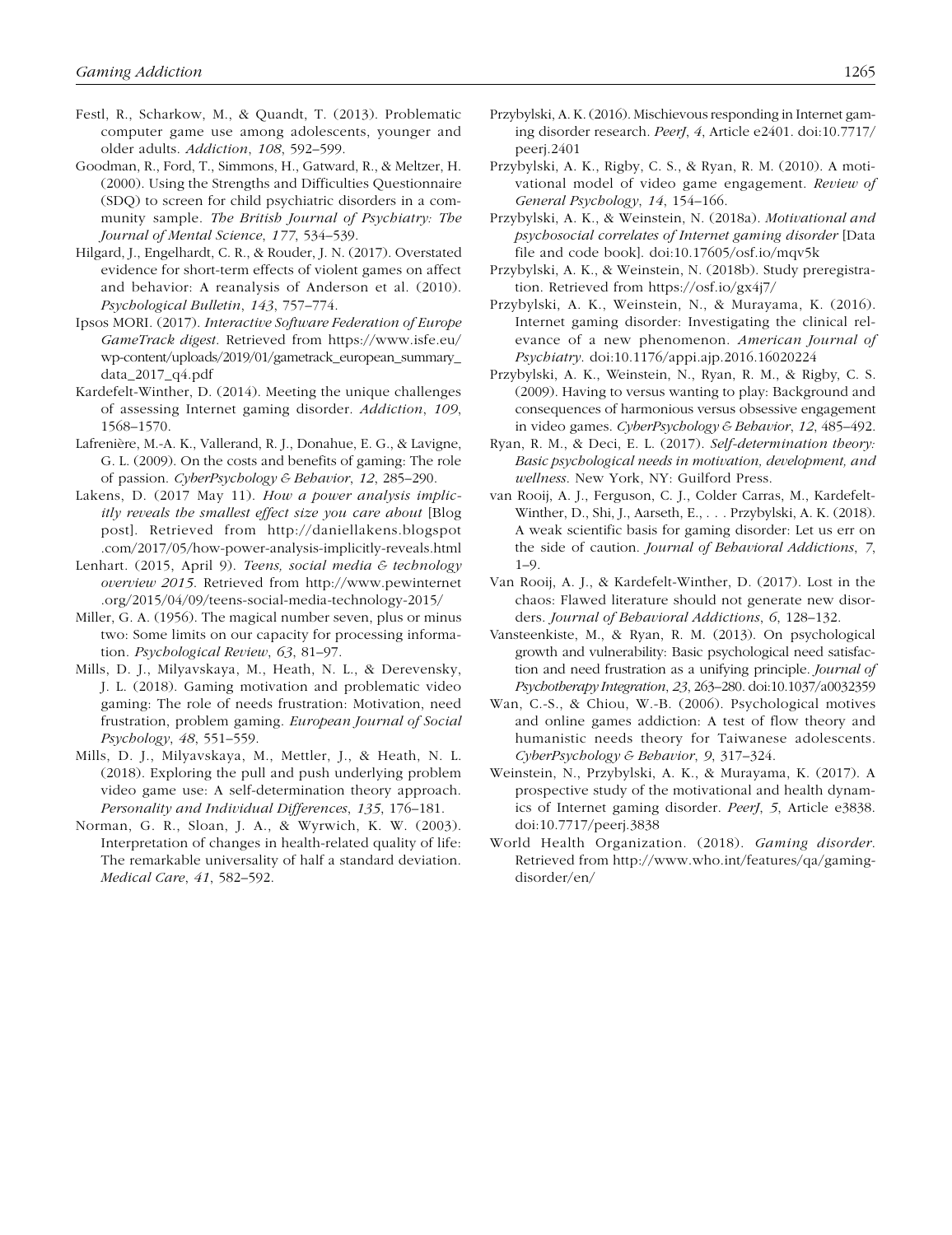Festl, R., Scharkow, M., & Quandt, T. (2013). Problematic computer game use among adolescents, younger and older adults. *Addiction*, *108*, 592–599.

Goodman, R., Ford, T., Simmons, H., Gatward, R., & Meltzer, H. (2000). Using the Strengths and Difficulties Questionnaire (SDQ) to screen for child psychiatric disorders in a community sample. *The British Journal of Psychiatry: The Journal of Mental Science*, *177*, 534–539.

Hilgard, J., Engelhardt, C. R., & Rouder, J. N. (2017). Overstated evidence for short-term effects of violent games on affect and behavior: A reanalysis of Anderson et al. (2010). *Psychological Bulletin*, *143*, 757–774.

Ipsos MORI. (2017). *Interactive Software Federation of Europe GameTrack digest*. Retrieved from https://www.isfe.eu/wp-content/uploads/2019/01/gametrack_european_summary_data_2017_q4.pdf

Kardefelt-Winther, D. (2014). Meeting the unique challenges of assessing Internet gaming disorder. *Addiction*, *109*, 1568–1570.

Lafrenière, M.-A. K., Vallerand, R. J., Donahue, E. G., & Lavigne, G. L. (2009). On the costs and benefits of gaming: The role of passion. *CyberPsychology & Behavior*, *12*, 285–290.

Lakens, D. (2017 May 11). *How a power analysis implicitly reveals the smallest effect size you care about* [Blog post]. Retrieved from http://daniellakens.blogspot.com/2017/05/how-power-analysis-implicitly-reveals.html

Lenhart. (2015, April 9). *Teens, social media & technology overview 2015*. Retrieved from http://www.pewinternet.org/2015/04/09/teens-social-media-technology-2015/

Miller, G. A. (1956). The magical number seven, plus or minus two: Some limits on our capacity for processing information. *Psychological Review*, *63*, 81–97.

Mills, D. J., Milyavskaya, M., Heath, N. L., & Derevensky, J. L. (2018). Gaming motivation and problematic video gaming: The role of needs frustration: Motivation, need frustration, problem gaming. *European Journal of Social Psychology*, *48*, 551–559.

Mills, D. J., Milyavskaya, M., Mettler, J., & Heath, N. L. (2018). Exploring the pull and push underlying problem video game use: A self-determination theory approach. *Personality and Individual Differences*, *135*, 176–181.

Norman, G. R., Sloan, J. A., & Wyrwich, K. W. (2003). Interpretation of changes in health-related quality of life: The remarkable universality of half a standard deviation. *Medical Care*, *41*, 582–592.

Przybylski, A. K. (2016). Mischievous responding in Internet gaming disorder research. *PeerJ*, *4*, Article e2401. doi:10.7717/peerj.2401

Przybylski, A. K., Rigby, C. S., & Ryan, R. M. (2010). A motivational model of video game engagement. *Review of General Psychology*, *14*, 154–166.

Przybylski, A. K., & Weinstein, N. (2018a). *Motivational and psychosocial correlates of Internet gaming disorder* [Data file and code book]. doi:10.17605/osf.io/mqv5k

Przybylski, A. K., & Weinstein, N. (2018b). Study preregistration. Retrieved from https://osf.io/gx4j7/

Przybylski, A. K., Weinstein, N., & Murayama, K. (2016). Internet gaming disorder: Investigating the clinical relevance of a new phenomenon. *American Journal of Psychiatry*. doi:10.1176/appi.ajp.2016.16020224

Przybylski, A. K., Weinstein, N., Ryan, R. M., & Rigby, C. S. (2009). Having to versus wanting to play: Background and consequences of harmonious versus obsessive engagement in video games. *CyberPsychology & Behavior*, *12*, 485–492.

Ryan, R. M., & Deci, E. L. (2017). *Self-determination theory: Basic psychological needs in motivation, development, and wellness*. New York, NY: Guilford Press.

van Rooij, A. J., Ferguson, C. J., Colder Carras, M., Kardefelt-Winther, D., Shi, J., Aarseth, E., . . . Przybylski, A. K. (2018). A weak scientific basis for gaming disorder: Let us err on the side of caution. *Journal of Behavioral Addictions*, *7*, 1–9.

Van Rooij, A. J., & Kardefelt-Winther, D. (2017). Lost in the chaos: Flawed literature should not generate new disorders. *Journal of Behavioral Addictions*, *6*, 128–132.

Vansteenkiste, M., & Ryan, R. M. (2013). On psychological growth and vulnerability: Basic psychological need satisfaction and need frustration as a unifying principle. *Journal of Psychotherapy Integration*, *23*, 263–280. doi:10.1037/a0032359

Wan, C.-S., & Chiou, W.-B. (2006). Psychological motives and online games addiction: A test of flow theory and humanistic needs theory for Taiwanese adolescents. *CyberPsychology & Behavior*, *9*, 317–324.

Weinstein, N., Przybylski, A. K., & Murayama, K. (2017). A prospective study of the motivational and health dynamics of Internet gaming disorder. *PeerJ*, *5*, Article e3838. doi:10.7717/peerj.3838

World Health Organization. (2018). *Gaming disorder*. Retrieved from http://www.who.int/features/qa/gaming-disorder/en/